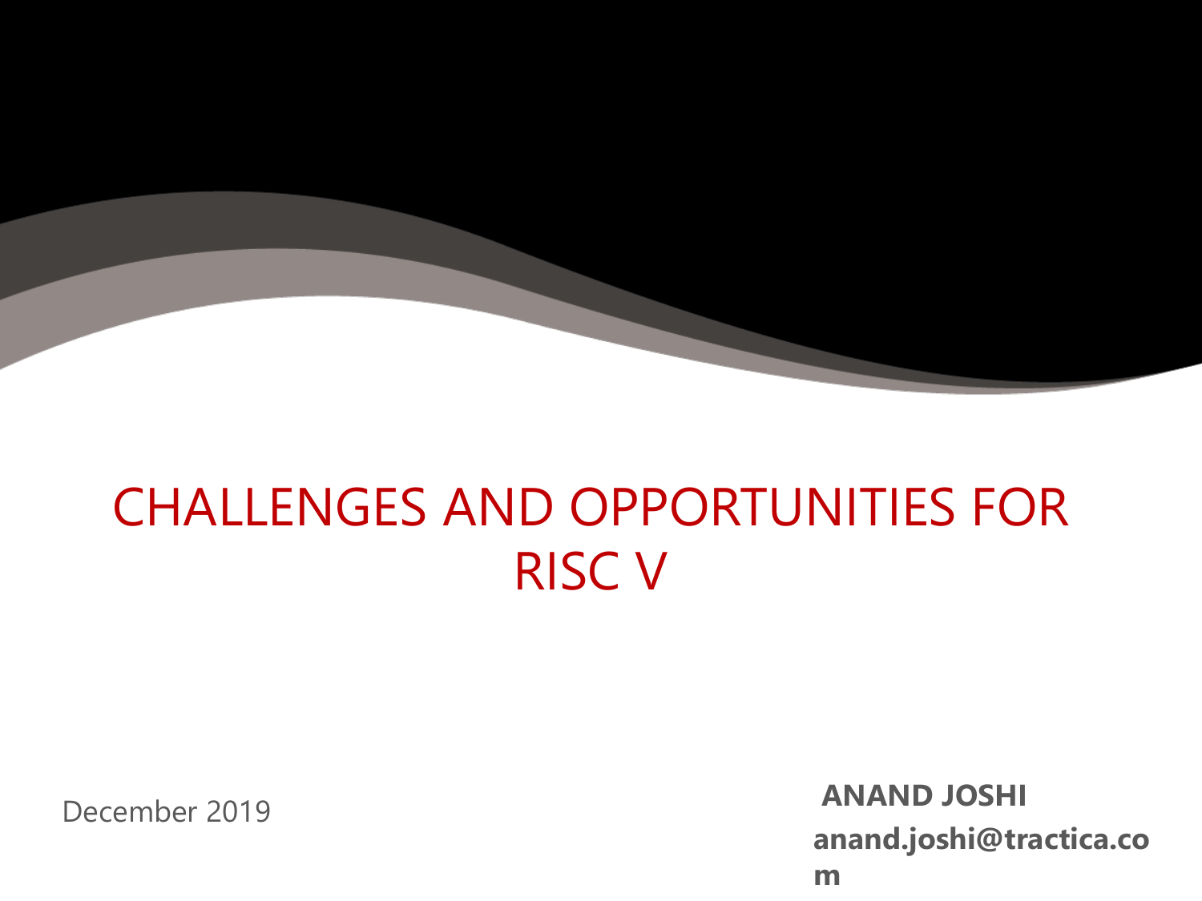# CHALLENGES AND OPPORTUNITIES FOR RISC V

December 2019

**ANAND JOSHI**

**anand.joshi@tractica.com**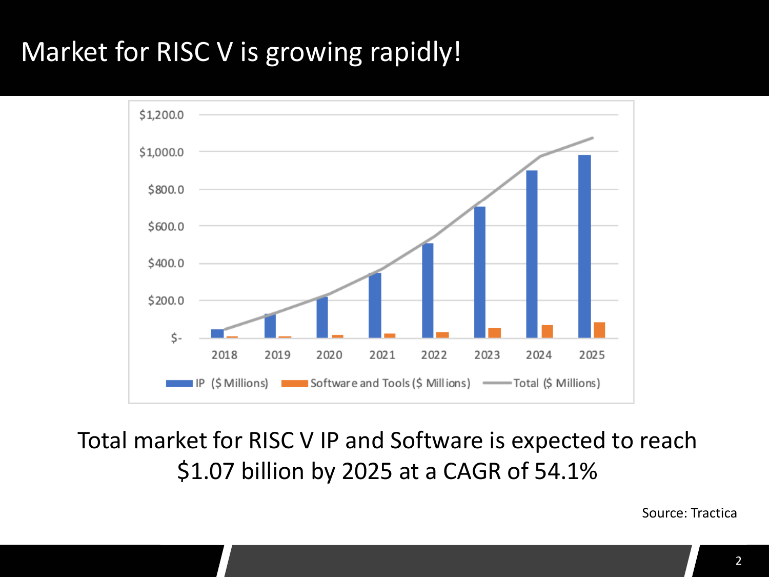# Market for RISC V is growing rapidly!

Total market for RISC V IP and Software is expected to reach $1.07 billion by 2025 at a CAGR of 54.1%

Source: Tractica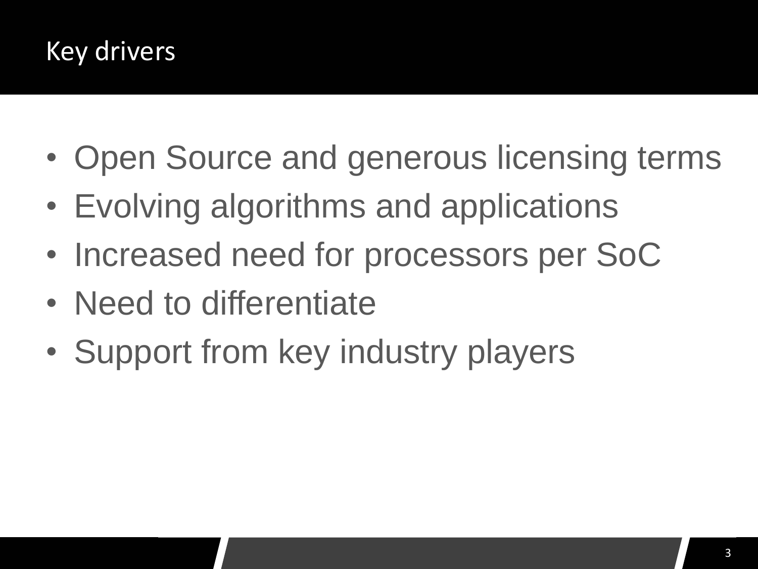# Key drivers

- Open Source and generous licensing terms
- Evolving algorithms and applications
- Increased need for processors per SoC
- Need to differentiate
- Support from key industry players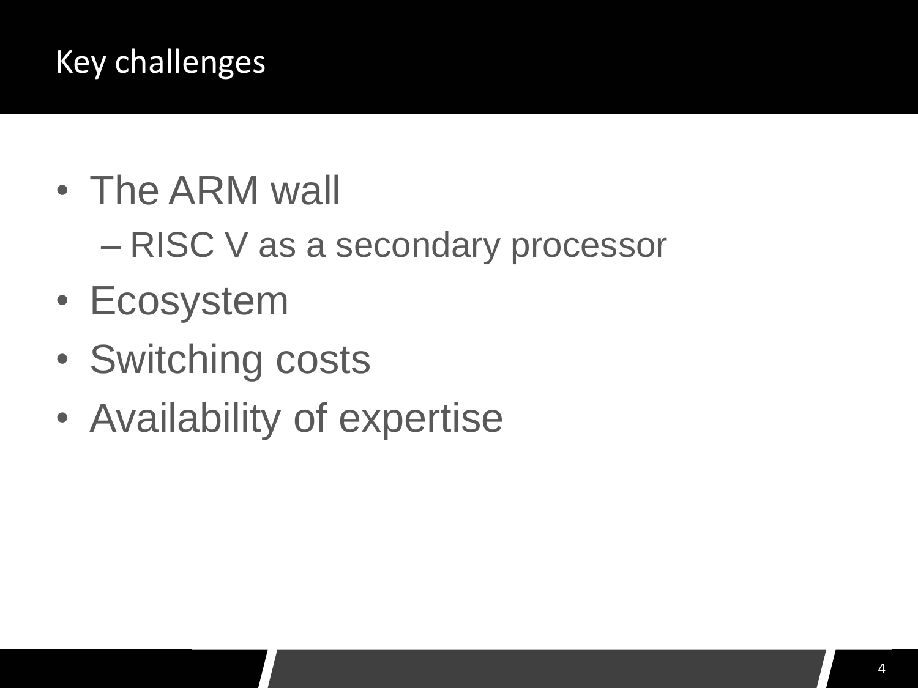# Key challenges

- The ARM wall
  - RISC V as a secondary processor
- Ecosystem
- Switching costs
- Availability of expertise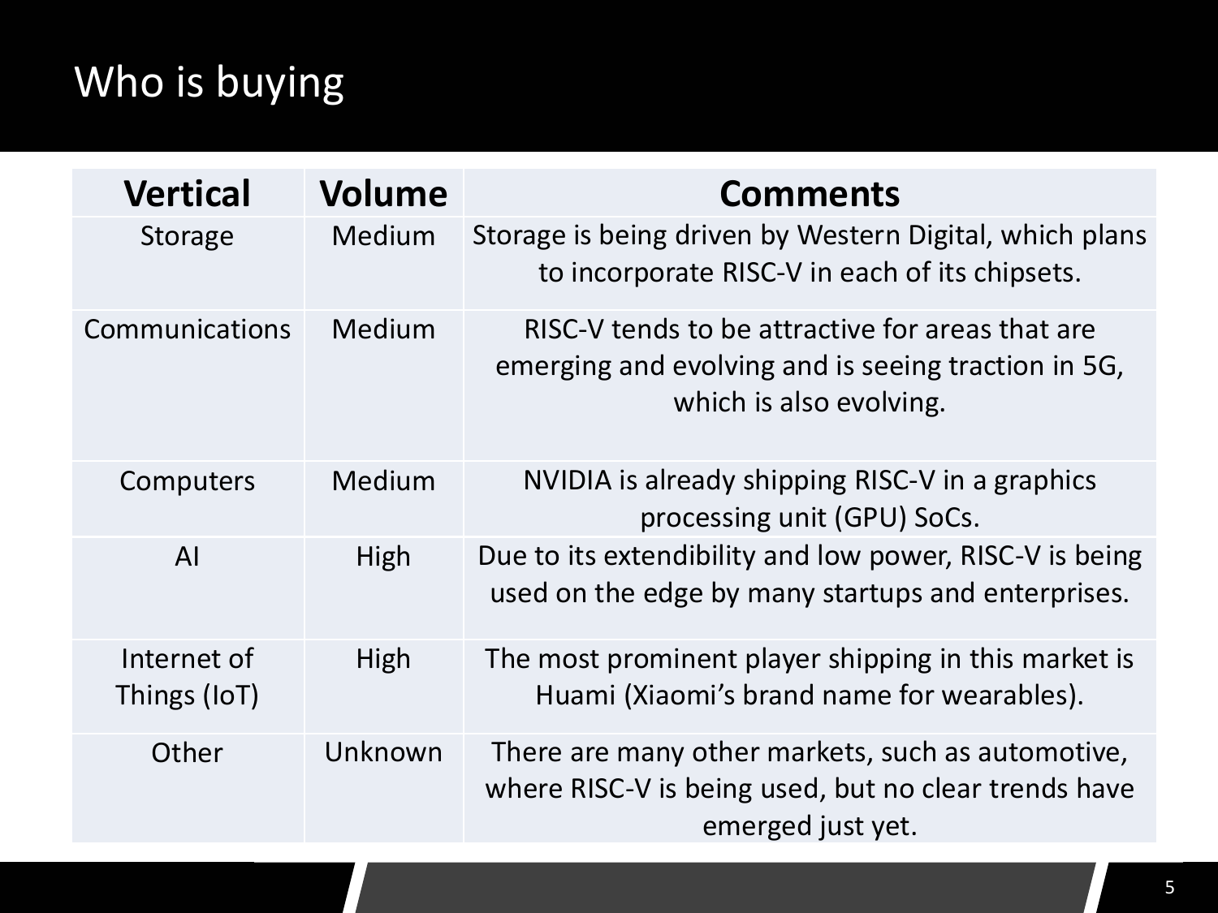# Who is buying

| Vertical | Volume | Comments |
|---|---|---|
| Storage | Medium | Storage is being driven by Western Digital, which plans to incorporate RISC-V in each of its chipsets. |
| Communications | Medium | RISC-V tends to be attractive for areas that are emerging and evolving and is seeing traction in 5G, which is also evolving. |
| Computers | Medium | NVIDIA is already shipping RISC-V in a graphics processing unit (GPU) SoCs. |
| AI | High | Due to its extendibility and low power, RISC-V is being used on the edge by many startups and enterprises. |
| Internet of Things (IoT) | High | The most prominent player shipping in this market is Huami (Xiaomi's brand name for wearables). |
| Other | Unknown | There are many other markets, such as automotive, where RISC-V is being used, but no clear trends have emerged just yet. |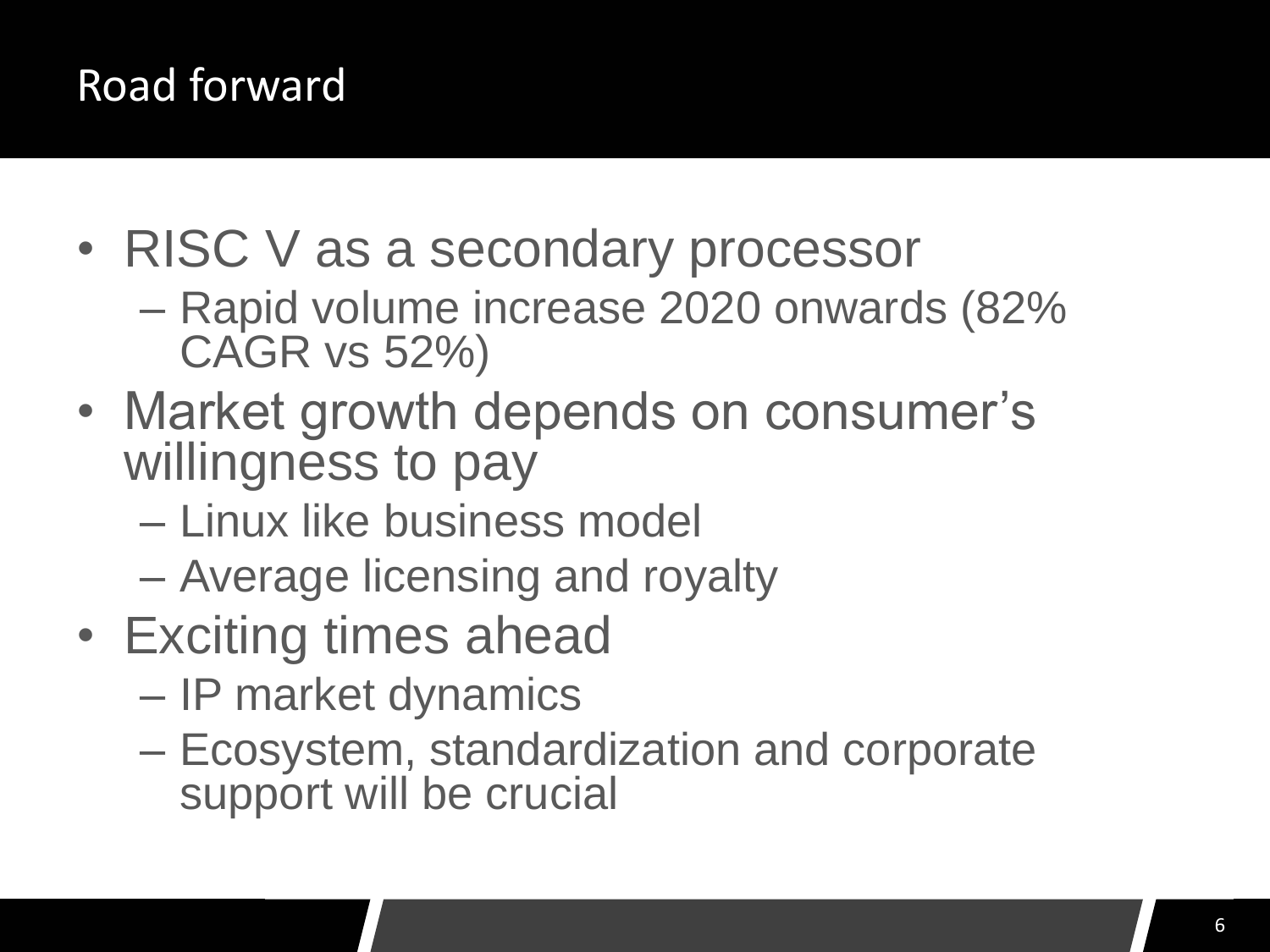# Road forward

- RISC V as a secondary processor
  - Rapid volume increase 2020 onwards (82% CAGR vs 52%)
- Market growth depends on consumer's willingness to pay
  - Linux like business model
  - Average licensing and royalty
- Exciting times ahead
  - IP market dynamics
  - Ecosystem, standardization and corporate support will be crucial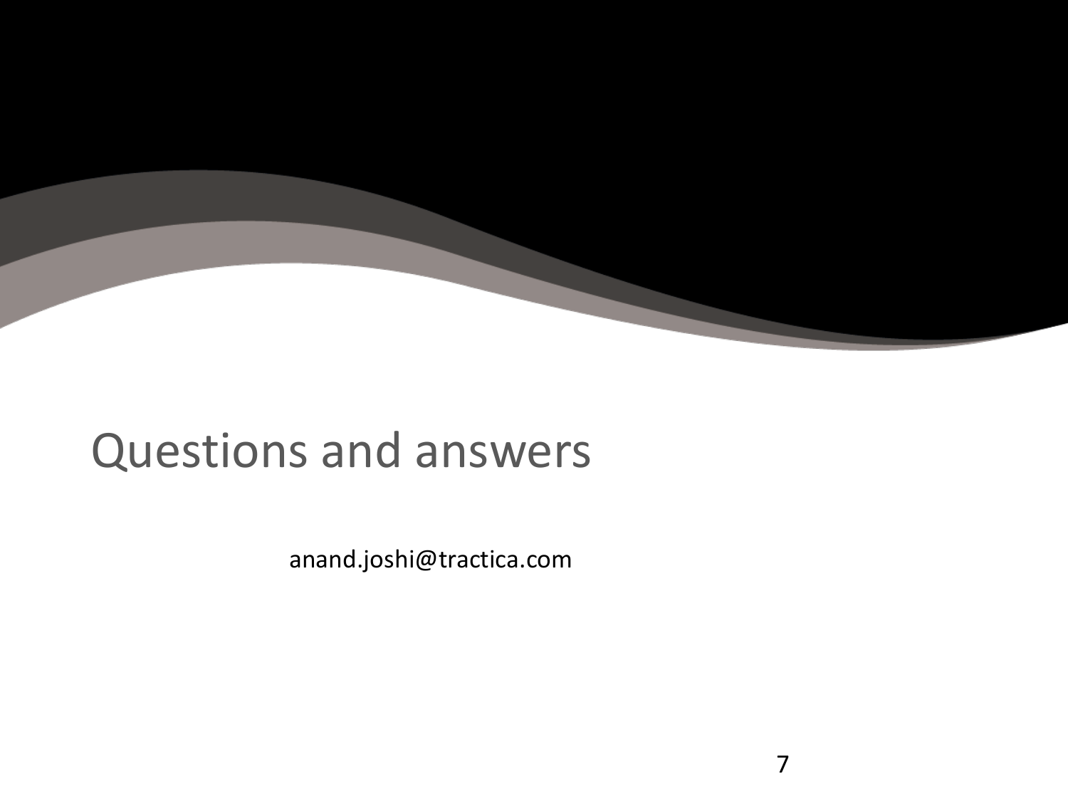# Questions and answers

anand.joshi@tractica.com